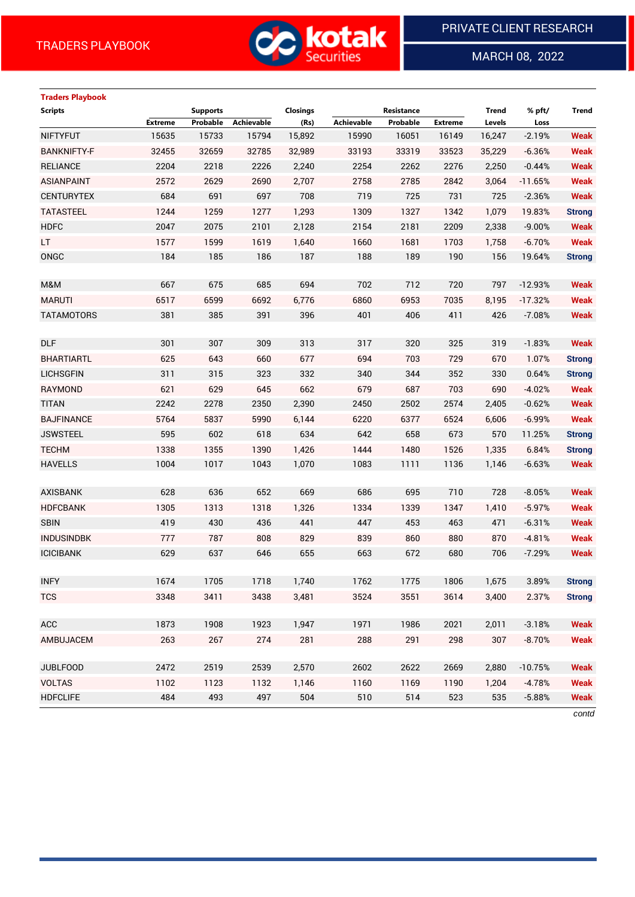# TRADERS PLAYBOOK

PRIVATE CLIENT RESEARCH

MARCH 08, 2022

## Traders Playbook

| Scripts | Supports | | | Closings | Resistance | | | Trend | % pft/ | Trend |
|---|---|---|---|---|---|---|---|---|---|---|
| | Extreme | Probable | Achievable | (Rs) | Achievable | Probable | Extreme | Levels | Loss | |
| NIFTYFUT | 15635 | 15733 | 15794 | 15,892 | 15990 | 16051 | 16149 | 16,247 | -2.19% | Weak |
| BANKNIFTY-F | 32455 | 32659 | 32785 | 32,989 | 33193 | 33319 | 33523 | 35,229 | -6.36% | Weak |
| RELIANCE | 2204 | 2218 | 2226 | 2,240 | 2254 | 2262 | 2276 | 2,250 | -0.44% | Weak |
| ASIANPAINT | 2572 | 2629 | 2690 | 2,707 | 2758 | 2785 | 2842 | 3,064 | -11.65% | Weak |
| CENTURYTEX | 684 | 691 | 697 | 708 | 719 | 725 | 731 | 725 | -2.36% | Weak |
| TATASTEEL | 1244 | 1259 | 1277 | 1,293 | 1309 | 1327 | 1342 | 1,079 | 19.83% | Strong |
| HDFC | 2047 | 2075 | 2101 | 2,128 | 2154 | 2181 | 2209 | 2,338 | -9.00% | Weak |
| LT | 1577 | 1599 | 1619 | 1,640 | 1660 | 1681 | 1703 | 1,758 | -6.70% | Weak |
| ONGC | 184 | 185 | 186 | 187 | 188 | 189 | 190 | 156 | 19.64% | Strong |
| | | | | | | | | | | |
| M&M | 667 | 675 | 685 | 694 | 702 | 712 | 720 | 797 | -12.93% | Weak |
| MARUTI | 6517 | 6599 | 6692 | 6,776 | 6860 | 6953 | 7035 | 8,195 | -17.32% | Weak |
| TATAMOTORS | 381 | 385 | 391 | 396 | 401 | 406 | 411 | 426 | -7.08% | Weak |
| | | | | | | | | | | |
| DLF | 301 | 307 | 309 | 313 | 317 | 320 | 325 | 319 | -1.83% | Weak |
| BHARTIARTL | 625 | 643 | 660 | 677 | 694 | 703 | 729 | 670 | 1.07% | Strong |
| LICHSGFIN | 311 | 315 | 323 | 332 | 340 | 344 | 352 | 330 | 0.64% | Strong |
| RAYMOND | 621 | 629 | 645 | 662 | 679 | 687 | 703 | 690 | -4.02% | Weak |
| TITAN | 2242 | 2278 | 2350 | 2,390 | 2450 | 2502 | 2574 | 2,405 | -0.62% | Weak |
| BAJFINANCE | 5764 | 5837 | 5990 | 6,144 | 6220 | 6377 | 6524 | 6,606 | -6.99% | Weak |
| JSWSTEEL | 595 | 602 | 618 | 634 | 642 | 658 | 673 | 570 | 11.25% | Strong |
| TECHM | 1338 | 1355 | 1390 | 1,426 | 1444 | 1480 | 1526 | 1,335 | 6.84% | Strong |
| HAVELLS | 1004 | 1017 | 1043 | 1,070 | 1083 | 1111 | 1136 | 1,146 | -6.63% | Weak |
| | | | | | | | | | | |
| AXISBANK | 628 | 636 | 652 | 669 | 686 | 695 | 710 | 728 | -8.05% | Weak |
| HDFCBANK | 1305 | 1313 | 1318 | 1,326 | 1334 | 1339 | 1347 | 1,410 | -5.97% | Weak |
| SBIN | 419 | 430 | 436 | 441 | 447 | 453 | 463 | 471 | -6.31% | Weak |
| INDUSINDBK | 777 | 787 | 808 | 829 | 839 | 860 | 880 | 870 | -4.81% | Weak |
| ICICIBANK | 629 | 637 | 646 | 655 | 663 | 672 | 680 | 706 | -7.29% | Weak |
| | | | | | | | | | | |
| INFY | 1674 | 1705 | 1718 | 1,740 | 1762 | 1775 | 1806 | 1,675 | 3.89% | Strong |
| TCS | 3348 | 3411 | 3438 | 3,481 | 3524 | 3551 | 3614 | 3,400 | 2.37% | Strong |
| | | | | | | | | | | |
| ACC | 1873 | 1908 | 1923 | 1,947 | 1971 | 1986 | 2021 | 2,011 | -3.18% | Weak |
| AMBUJACEM | 263 | 267 | 274 | 281 | 288 | 291 | 298 | 307 | -8.70% | Weak |
| | | | | | | | | | | |
| JUBLFOOD | 2472 | 2519 | 2539 | 2,570 | 2602 | 2622 | 2669 | 2,880 | -10.75% | Weak |
| VOLTAS | 1102 | 1123 | 1132 | 1,146 | 1160 | 1169 | 1190 | 1,204 | -4.78% | Weak |
| HDFCLIFE | 484 | 493 | 497 | 504 | 510 | 514 | 523 | 535 | -5.88% | Weak |

*contd*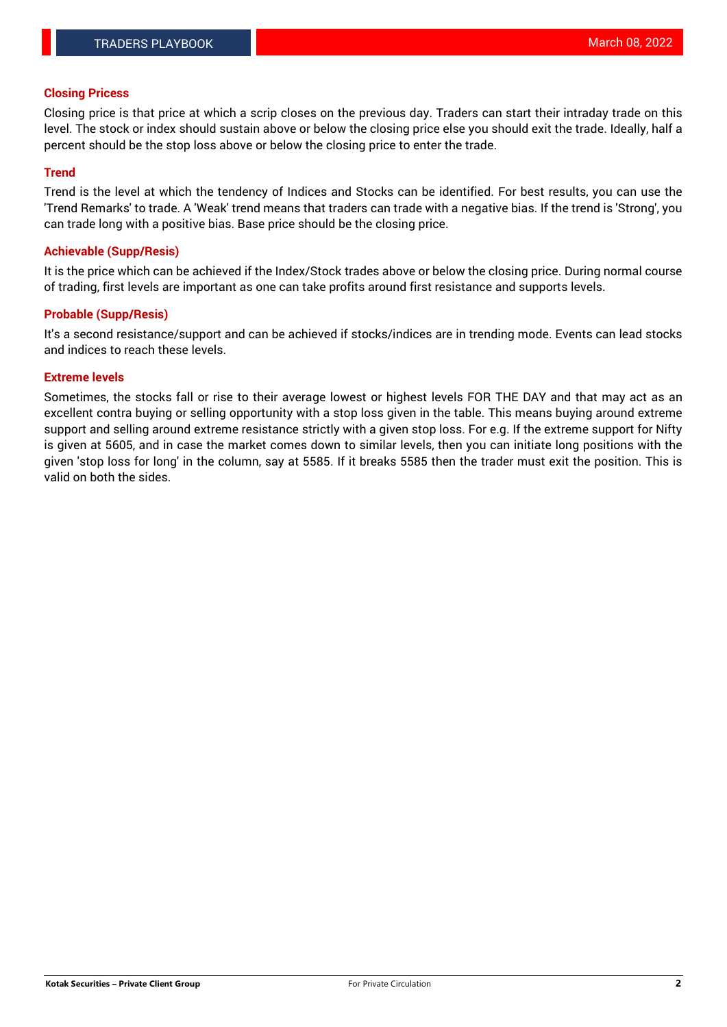## Closing Pricess

Closing price is that price at which a scrip closes on the previous day. Traders can start their intraday trade on this level. The stock or index should sustain above or below the closing price else you should exit the trade. Ideally, half a percent should be the stop loss above or below the closing price to enter the trade.

## Trend

Trend is the level at which the tendency of Indices and Stocks can be identified. For best results, you can use the 'Trend Remarks' to trade. A 'Weak' trend means that traders can trade with a negative bias. If the trend is 'Strong', you can trade long with a positive bias. Base price should be the closing price.

## Achievable (Supp/Resis)

It is the price which can be achieved if the Index/Stock trades above or below the closing price. During normal course of trading, first levels are important as one can take profits around first resistance and supports levels.

## Probable (Supp/Resis)

It's a second resistance/support and can be achieved if stocks/indices are in trending mode. Events can lead stocks and indices to reach these levels.

## Extreme levels

Sometimes, the stocks fall or rise to their average lowest or highest levels FOR THE DAY and that may act as an excellent contra buying or selling opportunity with a stop loss given in the table. This means buying around extreme support and selling around extreme resistance strictly with a given stop loss. For e.g. If the extreme support for Nifty is given at 5605, and in case the market comes down to similar levels, then you can initiate long positions with the given 'stop loss for long' in the column, say at 5585. If it breaks 5585 then the trader must exit the position. This is valid on both the sides.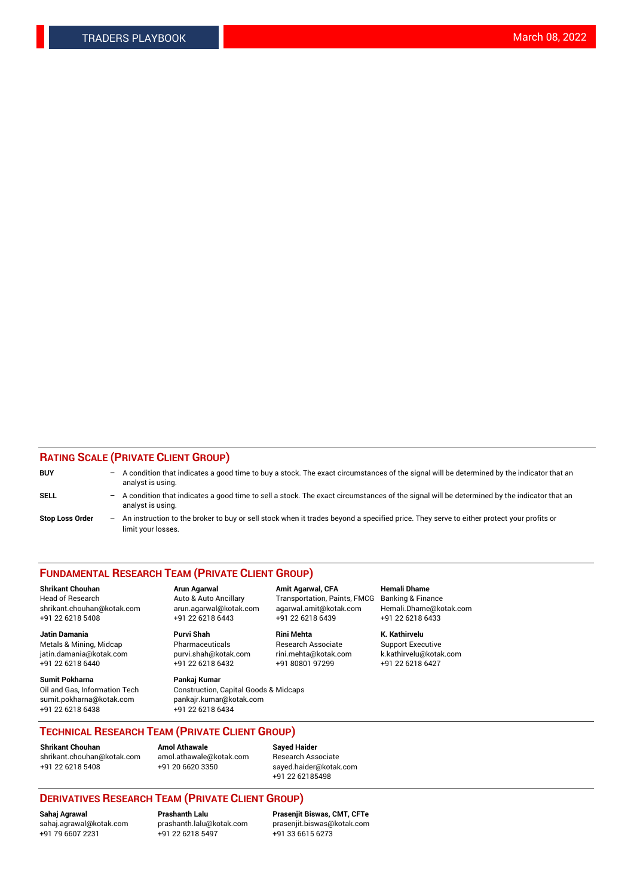## RATING SCALE (PRIVATE CLIENT GROUP)

**BUY** – A condition that indicates a good time to buy a stock. The exact circumstances of the signal will be determined by the indicator that an analyst is using.

**SELL** – A condition that indicates a good time to sell a stock. The exact circumstances of the signal will be determined by the indicator that an analyst is using.

**Stop Loss Order** – An instruction to the broker to buy or sell stock when it trades beyond a specified price. They serve to either protect your profits or limit your losses.

## FUNDAMENTAL RESEARCH TEAM (PRIVATE CLIENT GROUP)

**Shrikant Chouhan**
Head of Research
shrikant.chouhan@kotak.com
+91 22 6218 5408

**Arun Agarwal**
Auto & Auto Ancillary
arun.agarwal@kotak.com
+91 22 6218 6443

**Amit Agarwal, CFA**
Transportation, Paints, FMCG
agarwal.amit@kotak.com
+91 22 6218 6439

**Hemali Dhame**
Banking & Finance
Hemali.Dhame@kotak.com
+91 22 6218 6433

**Jatin Damania**
Metals & Mining, Midcap
jatin.damania@kotak.com
+91 22 6218 6440

**Purvi Shah**
Pharmaceuticals
purvi.shah@kotak.com
+91 22 6218 6432

**Rini Mehta**
Research Associate
rini.mehta@kotak.com
+91 80801 97299

**K. Kathirvelu**
Support Executive
k.kathirvelu@kotak.com
+91 22 6218 6427

**Sumit Pokharna**
Oil and Gas, Information Tech
sumit.pokharna@kotak.com
+91 22 6218 6438

**Pankaj Kumar**
Construction, Capital Goods & Midcaps
pankajr.kumar@kotak.com
+91 22 6218 6434

## TECHNICAL RESEARCH TEAM (PRIVATE CLIENT GROUP)

**Shrikant Chouhan**
shrikant.chouhan@kotak.com
+91 22 6218 5408

**Amol Athawale**
amol.athawale@kotak.com
+91 20 6620 3350

**Sayed Haider**
Research Associate
sayed.haider@kotak.com
+91 22 62185498

## DERIVATIVES RESEARCH TEAM (PRIVATE CLIENT GROUP)

**Sahaj Agrawal**
sahaj.agrawal@kotak.com
+91 79 6607 2231

**Prashanth Lalu**
prashanth.lalu@kotak.com
+91 22 6218 5497

**Prasenjit Biswas, CMT, CFTe**
prasenjit.biswas@kotak.com
+91 33 6615 6273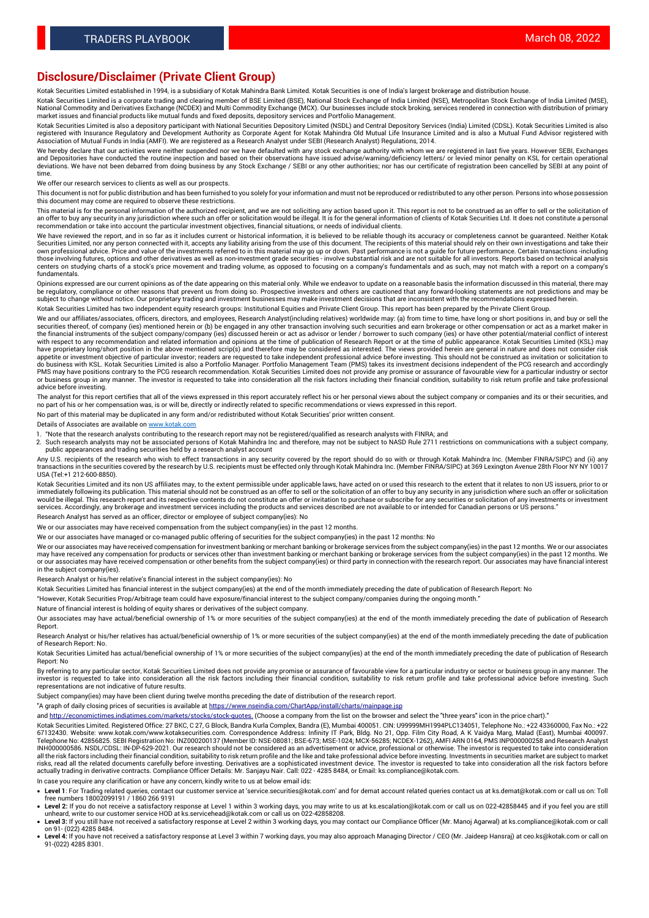## Disclosure/Disclaimer (Private Client Group)

Kotak Securities Limited established in 1994, is a subsidiary of Kotak Mahindra Bank Limited. Kotak Securities is one of India's largest brokerage and distribution house.

Kotak Securities Limited is a corporate trading and clearing member of BSE Limited (BSE), National Stock Exchange of India Limited (NSE), Metropolitan Stock Exchange of India Limited (MSE), National Commodity and Derivatives Exchange (NCDEX) and Multi Commodity Exchange (MCX). Our businesses include stock broking, services rendered in connection with distribution of primary market issues and financial products like mutual funds and fixed deposits, depository services and Portfolio Management.

Kotak Securities Limited is also a depository participant with National Securities Depository Limited (NSDL) and Central Depository Services (India) Limited (CDSL). Kotak Securities Limited is also registered with Insurance Regulatory and Development Authority as Corporate Agent for Kotak Mahindra Old Mutual Life Insurance Limited and is also a Mutual Fund Advisor registered with Association of Mutual Funds in India (AMFI). We are registered as a Research Analyst under SEBI (Research Analyst) Regulations, 2014.

We hereby declare that our activities were neither suspended nor we have defaulted with any stock exchange authority with whom we are registered in last five years. However SEBI, Exchanges and Depositories have conducted the routine inspection and based on their observations have issued advise/warning/deficiency letters/ or levied minor penalty on KSL for certain operational deviations. We have not been debarred from doing business by any Stock Exchange / SEBI or any other authorities; nor has our certificate of registration been cancelled by SEBI at any point of time.

We offer our research services to clients as well as our prospects.

This document is not for public distribution and has been furnished to you solely for your information and must not be reproduced or redistributed to any other person. Persons into whose possession this document may come are required to observe these restrictions.

This material is for the personal information of the authorized recipient, and we are not soliciting any action based upon it. This report is not to be construed as an offer to sell or the solicitation of an offer to buy any security in any jurisdiction where such an offer or solicitation would be illegal. It is for the general information of clients of Kotak Securities Ltd. It does not constitute a personal recommendation or take into account the particular investment objectives, financial situations, or needs of individual clients.

We have reviewed the report, and in so far as it includes current or historical information, it is believed to be reliable though its accuracy or completeness cannot be guaranteed. Neither Kotak Securities Limited, nor any person connected with it, accepts any liability arising from the use of this document. The recipients of this material should rely on their own investigations and take their own professional advice. Price and value of the investments referred to in this material may go up or down. Past performance is not a guide for future performance. Certain transactions -including those involving futures, options and other derivatives as well as non-investment grade securities - involve substantial risk and are not suitable for all investors. Reports based on technical analysis centers on studying charts of a stock's price movement and trading volume, as opposed to focusing on a company's fundamentals and as such, may not match with a report on a company's fundamentals.

Opinions expressed are our current opinions as of the date appearing on this material only. While we endeavor to update on a reasonable basis the information discussed in this material, there may be regulatory, compliance or other reasons that prevent us from doing so. Prospective investors and others are cautioned that any forward-looking statements are not predictions and may be subject to change without notice. Our proprietary trading and investment businesses may make investment decisions that are inconsistent with the recommendations expressed herein.

Kotak Securities Limited has two independent equity research groups: Institutional Equities and Private Client Group. This report has been prepared by the Private Client Group.

We and our affiliates/associates, officers, directors, and employees, Research Analyst(including relatives) worldwide may: (a) from time to time, have long or short positions in, and buy or sell the securities thereof, of company (ies) mentioned herein or (b) be engaged in any other transaction involving such securities and earn brokerage or other compensation or act as a market maker in the financial instruments of the subject company/company (ies) discussed herein or act as advisor or lender / borrower to such company (ies) or have other potential/material conflict of interest with respect to any recommendation and related information and opinions at the time of publication of Research Report or at the time of public appearance. Kotak Securities Limited (KSL) may have proprietary long/short position in the above mentioned scrip(s) and therefore may be considered as interested. The views provided herein are general in nature and does not consider risk appetite or investment objective of particular investor; readers are requested to take independent professional advice before investing. This should not be construed as invitation or solicitation to do business with KSL. Kotak Securities Limited is also a Portfolio Manager. Portfolio Management Team (PMS) takes its investment decisions independent of the PCG research and accordingly PMS may have positions contrary to the PCG research recommendation. Kotak Securities Limited does not provide any promise or assurance of favourable view for a particular industry or sector or business group in any manner. The investor is requested to take into consideration all the risk factors including their financial condition, suitability to risk return profile and take professional advice before investing.

The analyst for this report certifies that all of the views expressed in this report accurately reflect his or her personal views about the subject company or companies and its or their securities, and no part of his or her compensation was, is or will be, directly or indirectly related to specific recommendations or views expressed in this report.

No part of this material may be duplicated in any form and/or redistributed without Kotak Securities' prior written consent.

Details of Associates are available on [www.kotak.com](www.kotak.com)

1. "Note that the research analysts contributing to the research report may not be registered/qualified as research analysts with FINRA; and
2. Such research analysts may not be associated persons of Kotak Mahindra Inc and therefore, may not be subject to NASD Rule 2711 restrictions on communications with a subject company, public appearances and trading securities held by a research analyst account

Any U.S. recipients of the research who wish to effect transactions in any security covered by the report should do so with or through Kotak Mahindra Inc. (Member FINRA/SIPC) and (ii) any transactions in the securities covered by the research by U.S. recipients must be effected only through Kotak Mahindra Inc. (Member FINRA/SIPC) at 369 Lexington Avenue 28th Floor NY NY 10017 USA (Tel:+1 212-600-8850).

Kotak Securities Limited and its non US affiliates may, to the extent permissible under applicable laws, have acted on or used this research to the extent that it relates to non US issuers, prior to or immediately following its publication. This material should not be construed as an offer to sell or the solicitation of an offer to buy any security in any jurisdiction where such an offer or solicitation would be illegal. This research report and its respective contents do not constitute an offer or invitation to purchase or subscribe for any securities or solicitation of any investments or investment services. Accordingly, any brokerage and investment services including the products and services described are not available to or intended for Canadian persons or US persons."

Research Analyst has served as an officer, director or employee of subject company(ies): No

We or our associates may have received compensation from the subject company(ies) in the past 12 months.

We or our associates have managed or co-managed public offering of securities for the subject company(ies) in the past 12 months: No

We or our associates may have received compensation for investment banking or merchant banking or brokerage services from the subject company(ies) in the past 12 months. We or our associates may have received any compensation for products or services other than investment banking or merchant banking or brokerage services from the subject company(ies) in the past 12 months. We or our associates may have received compensation or other benefits from the subject company(ies) or third party in connection with the research report. Our associates may have financial interest in the subject company(ies).

Research Analyst or his/her relative's financial interest in the subject company(ies): No

Kotak Securities Limited has financial interest in the subject company(ies) at the end of the month immediately preceding the date of publication of Research Report: No

"However, Kotak Securities Prop/Arbitrage team could have exposure/financial interest to the subject company/companies during the ongoing month."

Nature of financial interest is holding of equity shares or derivatives of the subject company.

Our associates may have actual/beneficial ownership of 1% or more securities of the subject company(ies) at the end of the month immediately preceding the date of publication of Research Report.

Research Analyst or his/her relatives has actual/beneficial ownership of 1% or more securities of the subject company(ies) at the end of the month immediately preceding the date of publication of Research Report: No.

Kotak Securities Limited has actual/beneficial ownership of 1% or more securities of the subject company(ies) at the end of the month immediately preceding the date of publication of Research Report: No

By referring to any particular sector, Kotak Securities Limited does not provide any promise or assurance of favourable view for a particular industry or sector or business group in any manner. The investor is requested to take into consideration all the risk factors including their financial condition, suitability to risk return profile and take professional advice before investing. Such representations are not indicative of future results.

Subject company(ies) may have been client during twelve months preceding the date of distribution of the research report.

"A graph of daily closing prices of securities is available at [https://www.nseindia.com/ChartApp/install/charts/mainpage.jsp](https://www.nseindia.com/ChartApp/install/charts/mainpage.jsp)

and [http://economictimes.indiatimes.com/markets/stocks/stock-quotes.](http://economictimes.indiatimes.com/markets/stocks/stock-quotes) (Choose a company from the list on the browser and select the "three years" icon in the price chart)."

Kotak Securities Limited. Registered Office: 27 BKC, C 27, G Block, Bandra Kurla Complex, Bandra (E), Mumbai 400051. CIN: U99999MH1994PLC134051, Telephone No.: +22 43360000, Fax No.: +22 67132430. Website: www.kotak.com/www.kotaksecurities.com. Correspondence Address: Infinity IT Park, Bldg. No 21, Opp. Film City Road, A K Vaidya Marg, Malad (East), Mumbai 400097. Telephone No: 42856825. SEBI Registration No: INZ000200137 (Member ID: NSE-08081; BSE-673; MSE-1024; MCX-56285; NCDEX-1262), AMFI ARN 0164, PMS INP000000258 and Research Analyst INH000000586. NSDL/CDSL: IN-DP-629-2021. Our research should not be considered as an advertisement or advice, professional or otherwise. The investor is requested to take into consideration all the risk factors including their financial condition, suitability to risk return profile and the like and take professional advice before investing. Investments in securities market are subject to market risks, read all the related documents carefully before investing. Derivatives are a sophisticated investment device. The investor is requested to take into consideration all the risk factors before actually trading in derivative contracts. Compliance Officer Details: Mr. Sanjayu Nair. Call: 022 - 4285 8484, or Email: ks.compliance@kotak.com.

In case you require any clarification or have any concern, kindly write to us at below email ids:

- **Level 1**: For Trading related queries, contact our customer service at 'service.securities@kotak.com' and for demat account related queries contact us at ks.demat@kotak.com or call us on: Toll free numbers 18002099191 / 1860 266 9191
- **Level 2:** If you do not receive a satisfactory response at Level 1 within 3 working days, you may write to us at ks.escalation@kotak.com or call us on 022-42858445 and if you feel you are still unheard, write to our customer service HOD at ks.servicehead@kotak.com or call us on 022-42858208.
- **Level 3:** If you still have not received a satisfactory response at Level 2 within 3 working days, you may contact our Compliance Officer (Mr. Manoj Agarwal) at ks.compliance@kotak.com or call on 91- (022) 4285 8484.
- **Level 4:** If you have not received a satisfactory response at Level 3 within 7 working days, you may also approach Managing Director / CEO (Mr. Jaideep Hansraj) at ceo.ks@kotak.com or call on 91-(022) 4285 8301.